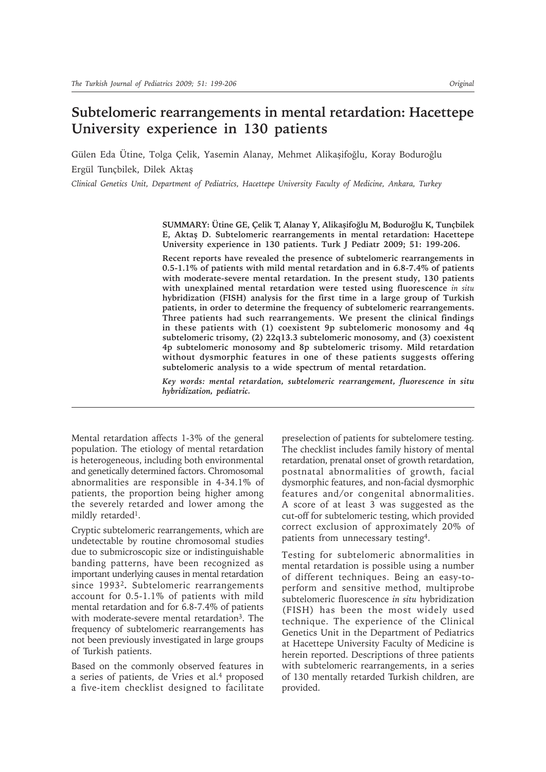# Subtelomeric rearrangements in mental retardation: Hacettepe University experience in 130 patients

Gülen Eda Ütine, Tolga Çelik, Yasemin Alanay, Mehmet Alikaşifoğlu, Koray Boduroğlu
Ergül Tunçbilek, Dilek Aktaş

*Clinical Genetics Unit, Department of Pediatrics, Hacettepe University Faculty of Medicine, Ankara, Turkey*

**SUMMARY: Ütine GE, Çelik T, Alanay Y, Alikaşifoğlu M, Boduroğlu K, Tunçbilek E, Aktaş D. Subtelomeric rearrangements in mental retardation: Hacettepe University experience in 130 patients. Turk J Pediatr 2009; 51: 199-206.**

**Recent reports have revealed the presence of subtelomeric rearrangements in 0.5-1.1% of patients with mild mental retardation and in 6.8-7.4% of patients with moderate-severe mental retardation. In the present study, 130 patients with unexplained mental retardation were tested using fluorescence *in situ* hybridization (FISH) analysis for the first time in a large group of Turkish patients, in order to determine the frequency of subtelomeric rearrangements. Three patients had such rearrangements. We present the clinical findings in these patients with (1) coexistent 9p subtelomeric monosomy and 4q subtelomeric trisomy, (2) 22q13.3 subtelomeric monosomy, and (3) coexistent 4p subtelomeric monosomy and 8p subtelomeric trisomy. Mild retardation without dysmorphic features in one of these patients suggests offering subtelomeric analysis to a wide spectrum of mental retardation.**

***Key words: mental retardation, subtelomeric rearrangement, fluorescence in situ hybridization, pediatric.***

Mental retardation affects 1-3% of the general population. The etiology of mental retardation is heterogeneous, including both environmental and genetically determined factors. Chromosomal abnormalities are responsible in 4-34.1% of patients, the proportion being higher among the severely retarded and lower among the mildly retarded[1].

Cryptic subtelomeric rearrangements, which are undetectable by routine chromosomal studies due to submicroscopic size or indistinguishable banding patterns, have been recognized as important underlying causes in mental retardation since 1993[2]**.** Subtelomeric rearrangements account for 0.5-1.1% of patients with mild mental retardation and for 6.8-7.4% of patients with moderate-severe mental retardation[3]. The frequency of subtelomeric rearrangements has not been previously investigated in large groups of Turkish patients.

Based on the commonly observed features in a series of patients, de Vries et al.[4] proposed a five-item checklist designed to facilitate preselection of patients for subtelomere testing. The checklist includes family history of mental retardation, prenatal onset of growth retardation, postnatal abnormalities of growth, facial dysmorphic features, and non-facial dysmorphic features and/or congenital abnormalities. A score of at least 3 was suggested as the cut-off for subtelomeric testing, which provided correct exclusion of approximately 20% of patients from unnecessary testing[4].

Testing for subtelomeric abnormalities in mental retardation is possible using a number of different techniques. Being an easy-to-perform and sensitive method, multiprobe subtelomeric fluorescence *in situ* hybridization (FISH) has been the most widely used technique. The experience of the Clinical Genetics Unit in the Department of Pediatrics at Hacettepe University Faculty of Medicine is herein reported. Descriptions of three patients with subtelomeric rearrangements, in a series of 130 mentally retarded Turkish children, are provided.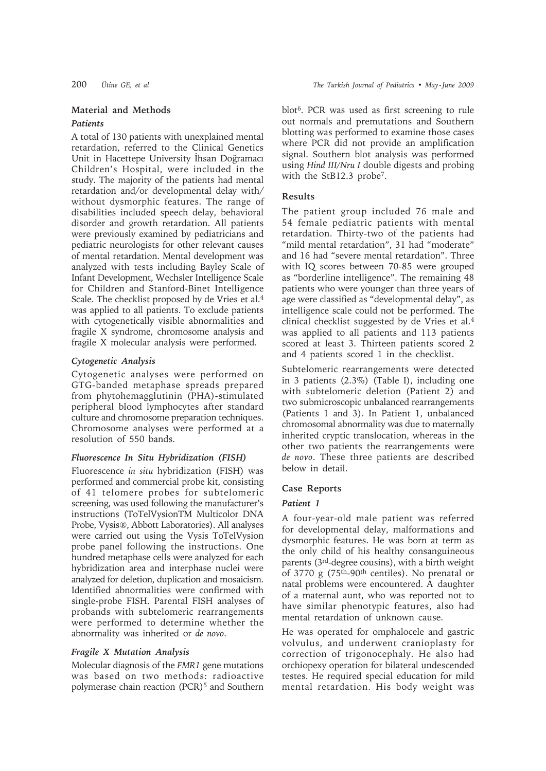## Material and Methods

### Patients

A total of 130 patients with unexplained mental retardation, referred to the Clinical Genetics Unit in Hacettepe University İhsan Doğramacı Children's Hospital, were included in the study. The majority of the patients had mental retardation and/or developmental delay with/without dysmorphic features. The range of disabilities included speech delay, behavioral disorder and growth retardation. All patients were previously examined by pediatricians and pediatric neurologists for other relevant causes of mental retardation. Mental development was analyzed with tests including Bayley Scale of Infant Development, Wechsler Intelligence Scale for Children and Stanford-Binet Intelligence Scale. The checklist proposed by de Vries et al.[4] was applied to all patients. To exclude patients with cytogenetically visible abnormalities and fragile X syndrome, chromosome analysis and fragile X molecular analysis were performed.

### Cytogenetic Analysis

Cytogenetic analyses were performed on GTG-banded metaphase spreads prepared from phytohemagglutinin (PHA)-stimulated peripheral blood lymphocytes after standard culture and chromosome preparation techniques. Chromosome analyses were performed at a resolution of 550 bands.

### Fluorescence In Situ Hybridization (FISH)

Fluorescence *in situ* hybridization (FISH) was performed and commercial probe kit, consisting of 41 telomere probes for subtelomeric screening, was used following the manufacturer's instructions (ToTelVysionTM Multicolor DNA Probe, Vysis®, Abbott Laboratories). All analyses were carried out using the Vysis ToTelVysion probe panel following the instructions. One hundred metaphase cells were analyzed for each hybridization area and interphase nuclei were analyzed for deletion, duplication and mosaicism. Identified abnormalities were confirmed with single-probe FISH. Parental FISH analyses of probands with subtelomeric rearrangements were performed to determine whether the abnormality was inherited or *de novo*.

### Fragile X Mutation Analysis

Molecular diagnosis of the *FMR1* gene mutations was based on two methods: radioactive polymerase chain reaction (PCR)[5] and Southern blot[6]. PCR was used as first screening to rule out normals and premutations and Southern blotting was performed to examine those cases where PCR did not provide an amplification signal. Southern blot analysis was performed using *Hind III/Nru I* double digests and probing with the StB12.3 probe[7].

## Results

The patient group included 76 male and 54 female pediatric patients with mental retardation. Thirty-two of the patients had "mild mental retardation", 31 had "moderate" and 16 had "severe mental retardation". Three with IQ scores between 70-85 were grouped as "borderline intelligence". The remaining 48 patients who were younger than three years of age were classified as "developmental delay", as intelligence scale could not be performed. The clinical checklist suggested by de Vries et al.[4] was applied to all patients and 113 patients scored at least 3. Thirteen patients scored 2 and 4 patients scored 1 in the checklist.

Subtelomeric rearrangements were detected in 3 patients (2.3%) (Table I), including one with subtelomeric deletion (Patient 2) and two submicroscopic unbalanced rearrangements (Patients 1 and 3). In Patient 1, unbalanced chromosomal abnormality was due to maternally inherited cryptic translocation, whereas in the other two patients the rearrangements were *de novo*. These three patients are described below in detail.

## Case Reports

### Patient 1

A four-year-old male patient was referred for developmental delay, malformations and dysmorphic features. He was born at term as the only child of his healthy consanguineous parents (3rd-degree cousins), with a birth weight of 3770 g (75th-90th centiles). No prenatal or natal problems were encountered. A daughter of a maternal aunt, who was reported not to have similar phenotypic features, also had mental retardation of unknown cause.

He was operated for omphalocele and gastric volvulus, and underwent cranioplasty for correction of trigonocephaly. He also had orchiopexy operation for bilateral undescended testes. He required special education for mild mental retardation. His body weight was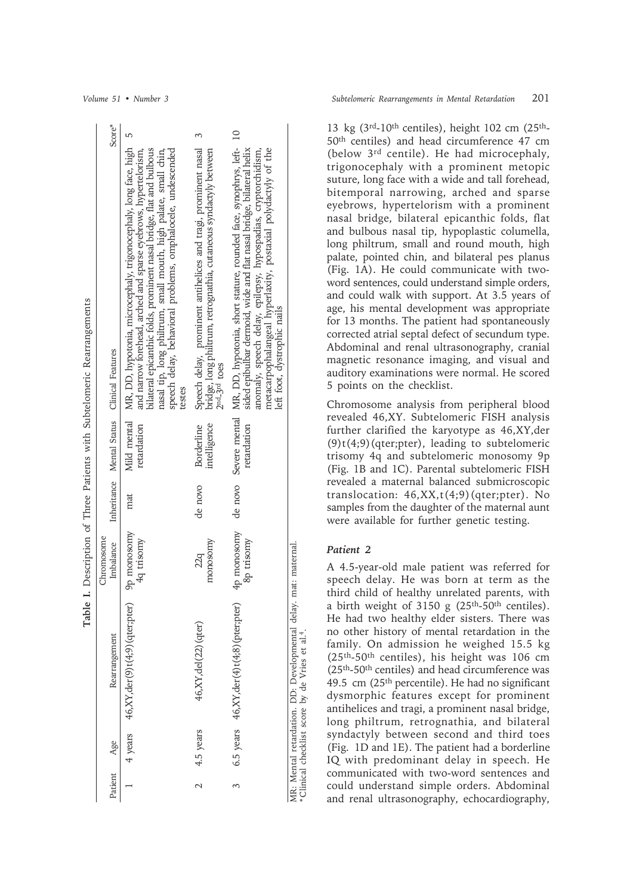**Table I.** Description of Three Patients with Subtelomeric Rearrangements

| Patient | Age | Rearrangement | Chromosome Imbalance | Inheritance | Mental Status | Clinical Features | Score* |
|---|---|---|---|---|---|---|---|
| 1 | 4 years | 46,XY,der(9)t(4;9)(qter;pter) | 9p monosomy 4q trisomy | mat | Mild mental retardation | MR, DD, hypotonia, microcephaly, trigonocephaly, long face, high and narrow forehead, arched and sparse eyebrows, hypertelorism, bilateral epicanthic folds, prominent nasal bridge, flat and bulbous nasal tip, long philtrum, small mouth, high palate, small chin, speech delay, behavioral problems, omphalocele, undescended testes | 5 |
| 2 | 4.5 years | 46,XY,del(22)(qter) | 22q monosomy | de novo | Borderline intelligence | Speech delay, prominent antihelices and tragi, prominent nasal bridge, long philtrum, retrognathia, cutaneous syndactyly between 2nd-3rd toes | 3 |
| 3 | 6.5 years | 46,XY,der(4)t(4;8)(pter;pter) | 4p monosomy 8p trisomy | de novo | Severe mental retardation | MR, DD, hypotonia, short stature, rounded face, synophrys, left-sided epibulbar dermoid, wide and flat nasal bridge, bilateral helix anomaly, speech delay, epilepsy, hypospadias, cryptorchidism, metacarpophalangeal hyperlaxity, postaxial polydactyly of the left foot, dystrophic nails | 10 |

MR: Mental retardation. DD: Developmental delay. mat: maternal.
*Clinical checklist score by de Vries et al.[4].

13 kg (3rd-10th centiles), height 102 cm (25th-50th centiles) and head circumference 47 cm (below 3rd centile). He had microcephaly, trigonocephaly with a prominent metopic suture, long face with a wide and tall forehead, bitemporal narrowing, arched and sparse eyebrows, hypertelorism with a prominent nasal bridge, bilateral epicanthic folds, flat and bulbous nasal tip, hypoplastic columella, long philtrum, small and round mouth, high palate, pointed chin, and bilateral pes planus (Fig. 1A). He could communicate with two-word sentences, could understand simple orders, and could walk with support. At 3.5 years of age, his mental development was appropriate for 13 months. The patient had spontaneously corrected atrial septal defect of secundum type. Abdominal and renal ultrasonography, cranial magnetic resonance imaging, and visual and auditory examinations were normal. He scored 5 points on the checklist.

Chromosome analysis from peripheral blood revealed 46,XY. Subtelomeric FISH analysis further clarified the karyotype as 46,XY,der(9)t(4;9)(qter;pter), leading to subtelomeric trisomy 4q and subtelomeric monosomy 9p (Fig. 1B and 1C). Parental subtelomeric FISH revealed a maternal balanced submicroscopic translocation: 46,XX,t(4;9)(qter;pter). No samples from the daughter of the maternal aunt were available for further genetic testing.

### *Patient 2*

A 4.5-year-old male patient was referred for speech delay. He was born at term as the third child of healthy unrelated parents, with a birth weight of 3150 g (25th-50th centiles). He had two healthy elder sisters. There was no other history of mental retardation in the family. On admission he weighed 15.5 kg (25th-50th centiles), his height was 106 cm (25th-50th centiles) and head circumference was 49.5 cm (25th percentile). He had no significant dysmorphic features except for prominent antihelices and tragi, a prominent nasal bridge, long philtrum, retrognathia, and bilateral syndactyly between second and third toes (Fig. 1D and 1E). The patient had a borderline IQ with predominant delay in speech. He communicated with two-word sentences and could understand simple orders. Abdominal and renal ultrasonography, echocardiography,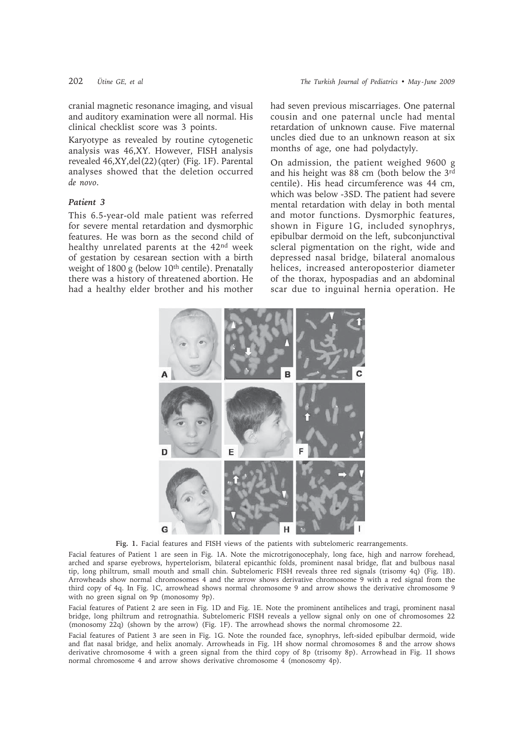cranial magnetic resonance imaging, and visual and auditory examination were all normal. His clinical checklist score was 3 points.

Karyotype as revealed by routine cytogenetic analysis was 46,XY. However, FISH analysis revealed 46,XY,del(22)(qter) (Fig. 1F). Parental analyses showed that the deletion occurred *de novo*.

### *Patient 3*

This 6.5-year-old male patient was referred for severe mental retardation and dysmorphic features. He was born as the second child of healthy unrelated parents at the 42nd week of gestation by cesarean section with a birth weight of 1800 g (below 10th centile). Prenatally there was a history of threatened abortion. He had a healthy elder brother and his mother had seven previous miscarriages. One paternal cousin and one paternal uncle had mental retardation of unknown cause. Five maternal uncles died due to an unknown reason at six months of age, one had polydactyly.

On admission, the patient weighed 9600 g and his height was 88 cm (both below the 3rd centile). His head circumference was 44 cm, which was below -3SD. The patient had severe mental retardation with delay in both mental and motor functions. Dysmorphic features, shown in Figure 1G, included synophrys, epibulbar dermoid on the left, subconjunctival scleral pigmentation on the right, wide and depressed nasal bridge, bilateral anomalous helices, increased anteroposterior diameter of the thorax, hypospadias and an abdominal scar due to inguinal hernia operation. He

**Fig. 1.** Facial features and FISH views of the patients with subtelomeric rearrangements.

Facial features of Patient 1 are seen in Fig. 1A. Note the microtrigonocephaly, long face, high and narrow forehead, arched and sparse eyebrows, hypertelorism, bilateral epicanthic folds, prominent nasal bridge, flat and bulbous nasal tip, long philtrum, small mouth and small chin. Subtelomeric FISH reveals three red signals (trisomy 4q) (Fig. 1B). Arrowheads show normal chromosomes 4 and the arrow shows derivative chromosome 9 with a red signal from the third copy of 4q. In Fig. 1C, arrowhead shows normal chromosome 9 and arrow shows the derivative chromosome 9 with no green signal on 9p (monosomy 9p).

Facial features of Patient 2 are seen in Fig. 1D and Fig. 1E. Note the prominent antihelices and tragi, prominent nasal bridge, long philtrum and retrognathia. Subtelomeric FISH reveals a yellow signal only on one of chromosomes 22 (monosomy 22q) (shown by the arrow) (Fig. 1F). The arrowhead shows the normal chromosome 22.

Facial features of Patient 3 are seen in Fig. 1G. Note the rounded face, synophrys, left-sided epibulbar dermoid, wide and flat nasal bridge, and helix anomaly. Arrowheads in Fig. 1H show normal chromosomes 8 and the arrow shows derivative chromosome 4 with a green signal from the third copy of 8p (trisomy 8p). Arrowhead in Fig. 1I shows normal chromosome 4 and arrow shows derivative chromosome 4 (monosomy 4p).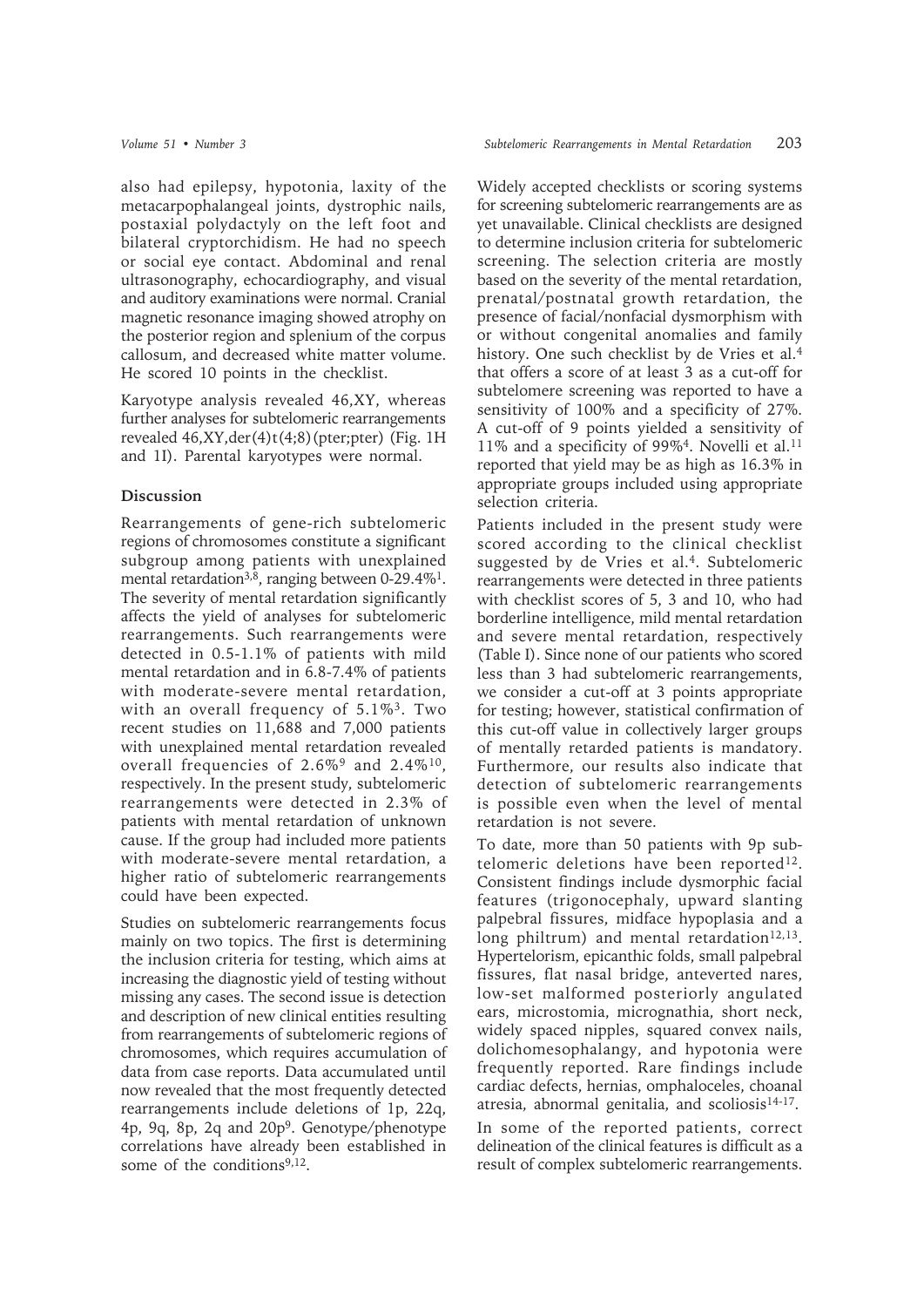also had epilepsy, hypotonia, laxity of the metacarpophalangeal joints, dystrophic nails, postaxial polydactyly on the left foot and bilateral cryptorchidism. He had no speech or social eye contact. Abdominal and renal ultrasonography, echocardiography, and visual and auditory examinations were normal. Cranial magnetic resonance imaging showed atrophy on the posterior region and splenium of the corpus callosum, and decreased white matter volume. He scored 10 points in the checklist.

Karyotype analysis revealed 46,XY, whereas further analyses for subtelomeric rearrangements revealed 46,XY,der(4)t(4;8)(pter;pter) (Fig. 1H and 1I). Parental karyotypes were normal.

## Discussion

Rearrangements of gene-rich subtelomeric regions of chromosomes constitute a significant subgroup among patients with unexplained mental retardation[3,8], ranging between 0-29.4%[1]. The severity of mental retardation significantly affects the yield of analyses for subtelomeric rearrangements. Such rearrangements were detected in 0.5-1.1% of patients with mild mental retardation and in 6.8-7.4% of patients with moderate-severe mental retardation, with an overall frequency of 5.1%[3]. Two recent studies on 11,688 and 7,000 patients with unexplained mental retardation revealed overall frequencies of 2.6%[9] and 2.4%[10], respectively. In the present study, subtelomeric rearrangements were detected in 2.3% of patients with mental retardation of unknown cause. If the group had included more patients with moderate-severe mental retardation, a higher ratio of subtelomeric rearrangements could have been expected.

Studies on subtelomeric rearrangements focus mainly on two topics. The first is determining the inclusion criteria for testing, which aims at increasing the diagnostic yield of testing without missing any cases. The second issue is detection and description of new clinical entities resulting from rearrangements of subtelomeric regions of chromosomes, which requires accumulation of data from case reports. Data accumulated until now revealed that the most frequently detected rearrangements include deletions of 1p, 22q, 4p, 9q, 8p, 2q and 20p[9]. Genotype/phenotype correlations have already been established in some of the conditions[9,12].

Widely accepted checklists or scoring systems for screening subtelomeric rearrangements are as yet unavailable. Clinical checklists are designed to determine inclusion criteria for subtelomeric screening. The selection criteria are mostly based on the severity of the mental retardation, prenatal/postnatal growth retardation, the presence of facial/nonfacial dysmorphism with or without congenital anomalies and family history. One such checklist by de Vries et al.[4] that offers a score of at least 3 as a cut-off for subtelomere screening was reported to have a sensitivity of 100% and a specificity of 27%. A cut-off of 9 points yielded a sensitivity of 11% and a specificity of 99%[4]. Novelli et al.[11] reported that yield may be as high as 16.3% in appropriate groups included using appropriate selection criteria.

Patients included in the present study were scored according to the clinical checklist suggested by de Vries et al.[4]. Subtelomeric rearrangements were detected in three patients with checklist scores of 5, 3 and 10, who had borderline intelligence, mild mental retardation and severe mental retardation, respectively (Table I). Since none of our patients who scored less than 3 had subtelomeric rearrangements, we consider a cut-off at 3 points appropriate for testing; however, statistical confirmation of this cut-off value in collectively larger groups of mentally retarded patients is mandatory. Furthermore, our results also indicate that detection of subtelomeric rearrangements is possible even when the level of mental retardation is not severe.

To date, more than 50 patients with 9p subtelomeric deletions have been reported[12]. Consistent findings include dysmorphic facial features (trigonocephaly, upward slanting palpebral fissures, midface hypoplasia and a long philtrum) and mental retardation[12,13]. Hypertelorism, epicanthic folds, small palpebral fissures, flat nasal bridge, anteverted nares, low-set malformed posteriorly angulated ears, microstomia, micrognathia, short neck, widely spaced nipples, squared convex nails, dolichomesophalangy, and hypotonia were frequently reported. Rare findings include cardiac defects, hernias, omphaloceles, choanal atresia, abnormal genitalia, and scoliosis[14-17].

In some of the reported patients, correct delineation of the clinical features is difficult as a result of complex subtelomeric rearrangements.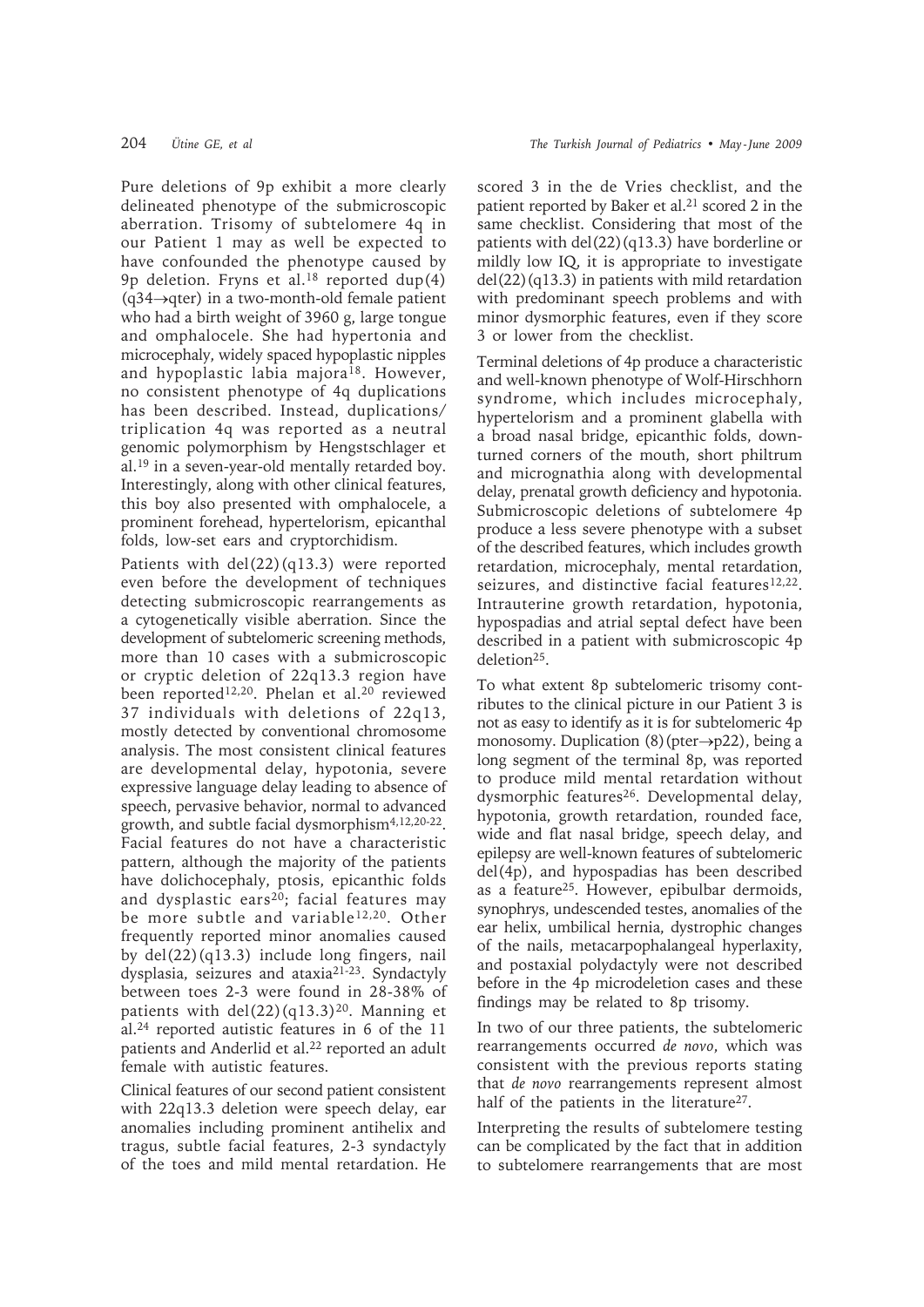Pure deletions of 9p exhibit a more clearly delineated phenotype of the submicroscopic aberration. Trisomy of subtelomere 4q in our Patient 1 may as well be expected to have confounded the phenotype caused by 9p deletion. Fryns et al.[18] reported dup(4)(q34→qter) in a two-month-old female patient who had a birth weight of 3960 g, large tongue and omphalocele. She had hypertonia and microcephaly, widely spaced hypoplastic nipples and hypoplastic labia majora[18]. However, no consistent phenotype of 4q duplications has been described. Instead, duplications/triplication 4q was reported as a neutral genomic polymorphism by Hengstschlager et al.[19] in a seven-year-old mentally retarded boy. Interestingly, along with other clinical features, this boy also presented with omphalocele, a prominent forehead, hypertelorism, epicanthal folds, low-set ears and cryptorchidism.

Patients with del(22)(q13.3) were reported even before the development of techniques detecting submicroscopic rearrangements as a cytogenetically visible aberration. Since the development of subtelomeric screening methods, more than 10 cases with a submicroscopic or cryptic deletion of 22q13.3 region have been reported[12,20]. Phelan et al.[20] reviewed 37 individuals with deletions of 22q13, mostly detected by conventional chromosome analysis. The most consistent clinical features are developmental delay, hypotonia, severe expressive language delay leading to absence of speech, pervasive behavior, normal to advanced growth, and subtle facial dysmorphism[4,12,20-22]. Facial features do not have a characteristic pattern, although the majority of the patients have dolichocephaly, ptosis, epicanthic folds and dysplastic ears[20]; facial features may be more subtle and variable[12,20]. Other frequently reported minor anomalies caused by del(22)(q13.3) include long fingers, nail dysplasia, seizures and ataxia[21-23]. Syndactyly between toes 2-3 were found in 28-38% of patients with del(22)(q13.3)[20]. Manning et al.[24] reported autistic features in 6 of the 11 patients and Anderlid et al.[22] reported an adult female with autistic features.

Clinical features of our second patient consistent with 22q13.3 deletion were speech delay, ear anomalies including prominent antihelix and tragus, subtle facial features, 2-3 syndactyly of the toes and mild mental retardation. He scored 3 in the de Vries checklist, and the patient reported by Baker et al.[21] scored 2 in the same checklist. Considering that most of the patients with del(22)(q13.3) have borderline or mildly low IQ, it is appropriate to investigate del(22)(q13.3) in patients with mild retardation with predominant speech problems and with minor dysmorphic features, even if they score 3 or lower from the checklist.

Terminal deletions of 4p produce a characteristic and well-known phenotype of Wolf-Hirschhorn syndrome, which includes microcephaly, hypertelorism and a prominent glabella with a broad nasal bridge, epicanthic folds, down-turned corners of the mouth, short philtrum and micrognathia along with developmental delay, prenatal growth deficiency and hypotonia. Submicroscopic deletions of subtelomere 4p produce a less severe phenotype with a subset of the described features, which includes growth retardation, microcephaly, mental retardation, seizures, and distinctive facial features[12,22]. Intrauterine growth retardation, hypotonia, hypospadias and atrial septal defect have been described in a patient with submicroscopic 4p deletion[25].

To what extent 8p subtelomeric trisomy contributes to the clinical picture in our Patient 3 is not as easy to identify as it is for subtelomeric 4p monosomy. Duplication (8)(pter→p22), being a long segment of the terminal 8p, was reported to produce mild mental retardation without dysmorphic features[26]. Developmental delay, hypotonia, growth retardation, rounded face, wide and flat nasal bridge, speech delay, and epilepsy are well-known features of subtelomeric del(4p), and hypospadias has been described as a feature[25]. However, epibulbar dermoids, synophrys, undescended testes, anomalies of the ear helix, umbilical hernia, dystrophic changes of the nails, metacarpophalangeal hyperlaxity, and postaxial polydactyly were not described before in the 4p microdeletion cases and these findings may be related to 8p trisomy.

In two of our three patients, the subtelomeric rearrangements occurred *de novo*, which was consistent with the previous reports stating that *de novo* rearrangements represent almost half of the patients in the literature[27].

Interpreting the results of subtelomere testing can be complicated by the fact that in addition to subtelomere rearrangements that are most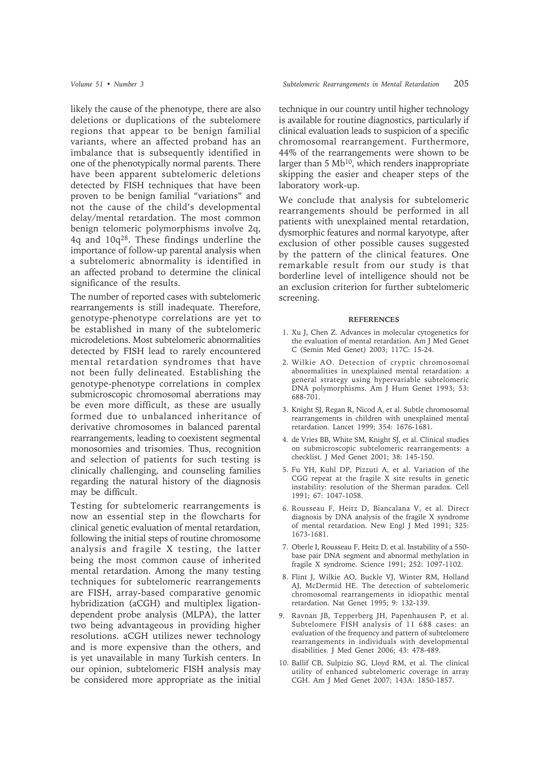likely the cause of the phenotype, there are also deletions or duplications of the subtelomere regions that appear to be benign familial variants, where an affected proband has an imbalance that is subsequently identified in one of the phenotypically normal parents. There have been apparent subtelomeric deletions detected by FISH techniques that have been proven to be benign familial "variations" and not the cause of the child's developmental delay/mental retardation. The most common benign telomeric polymorphisms involve 2q, 4q and 10q[28]. These findings underline the importance of follow-up parental analysis when a subtelomeric abnormality is identified in an affected proband to determine the clinical significance of the results.

The number of reported cases with subtelomeric rearrangements is still inadequate. Therefore, genotype-phenotype correlations are yet to be established in many of the subtelomeric microdeletions. Most subtelomeric abnormalities detected by FISH lead to rarely encountered mental retardation syndromes that have not been fully delineated. Establishing the genotype-phenotype correlations in complex submicroscopic chromosomal aberrations may be even more difficult, as these are usually formed due to unbalanced inheritance of derivative chromosomes in balanced parental rearrangements, leading to coexistent segmental monosomies and trisomies. Thus, recognition and selection of patients for such testing is clinically challenging, and counseling families regarding the natural history of the diagnosis may be difficult.

Testing for subtelomeric rearrangements is now an essential step in the flowcharts for clinical genetic evaluation of mental retardation, following the initial steps of routine chromosome analysis and fragile X testing, the latter being the most common cause of inherited mental retardation. Among the many testing techniques for subtelomeric rearrangements are FISH, array-based comparative genomic hybridization (aCGH) and multiplex ligation-dependent probe analysis (MLPA), the latter two being advantageous in providing higher resolutions. aCGH utilizes newer technology and is more expensive than the others, and is yet unavailable in many Turkish centers. In our opinion, subtelomeric FISH analysis may be considered more appropriate as the initial technique in our country until higher technology is available for routine diagnostics, particularly if clinical evaluation leads to suspicion of a specific chromosomal rearrangement. Furthermore, 44% of the rearrangements were shown to be larger than 5 Mb[10], which renders inappropriate skipping the easier and cheaper steps of the laboratory work-up.

We conclude that analysis for subtelomeric rearrangements should be performed in all patients with unexplained mental retardation, dysmorphic features and normal karyotype, after exclusion of other possible causes suggested by the pattern of the clinical features. One remarkable result from our study is that borderline level of intelligence should not be an exclusion criterion for further subtelomeric screening.

## REFERENCES

1. Xu J, Chen Z. Advances in molecular cytogenetics for the evaluation of mental retardation. Am J Med Genet C (Semin Med Genet) 2003; 117C: 15-24.
2. Wilkie AO. Detection of cryptic chromosomal abnormalities in unexplained mental retardation: a general strategy using hypervariable subtelomeric DNA polymorphisms. Am J Hum Genet 1993; 53: 688-701.
3. Knight SJ, Regan R, Nicod A, et al. Subtle chromosomal rearrangements in children with unexplained mental retardation. Lancet 1999; 354: 1676-1681.
4. de Vries BB, White SM, Knight SJ, et al. Clinical studies on submicroscopic subtelomeric rearrangements: a checklist. J Med Genet 2001; 38: 145-150.
5. Fu YH, Kuhl DP, Pizzuti A, et al. Variation of the CGG repeat at the fragile X site results in genetic instability: resolution of the Sherman paradox. Cell 1991; 67: 1047-1058.
6. Rousseau F, Heitz D, Biancalana V, et al. Direct diagnosis by DNA analysis of the fragile X syndrome of mental retardation. New Engl J Med 1991; 325: 1673-1681.
7. Oberle I, Rousseau F, Heitz D, et al. Instability of a 550-base pair DNA segment and abnormal methylation in fragile X syndrome. Science 1991; 252: 1097-1102.
8. Flint J, Wilkie AO, Buckle VJ, Winter RM, Holland AJ, McDermid HE. The detection of subtelomeric chromosomal rearrangements in idiopathic mental retardation. Nat Genet 1995; 9: 132-139.
9. Ravnan JB, Tepperberg JH, Papenhausen P, et al. Subtelomere FISH analysis of 11 688 cases: an evaluation of the frequency and pattern of subtelomere rearrangements in individuals with developmental disabilities. J Med Genet 2006; 43: 478-489.
10. Ballif CB, Sulpizio SG, Lloyd RM, et al. The clinical utility of enhanced subtelomeric coverage in array CGH. Am J Med Genet 2007; 143A: 1850-1857.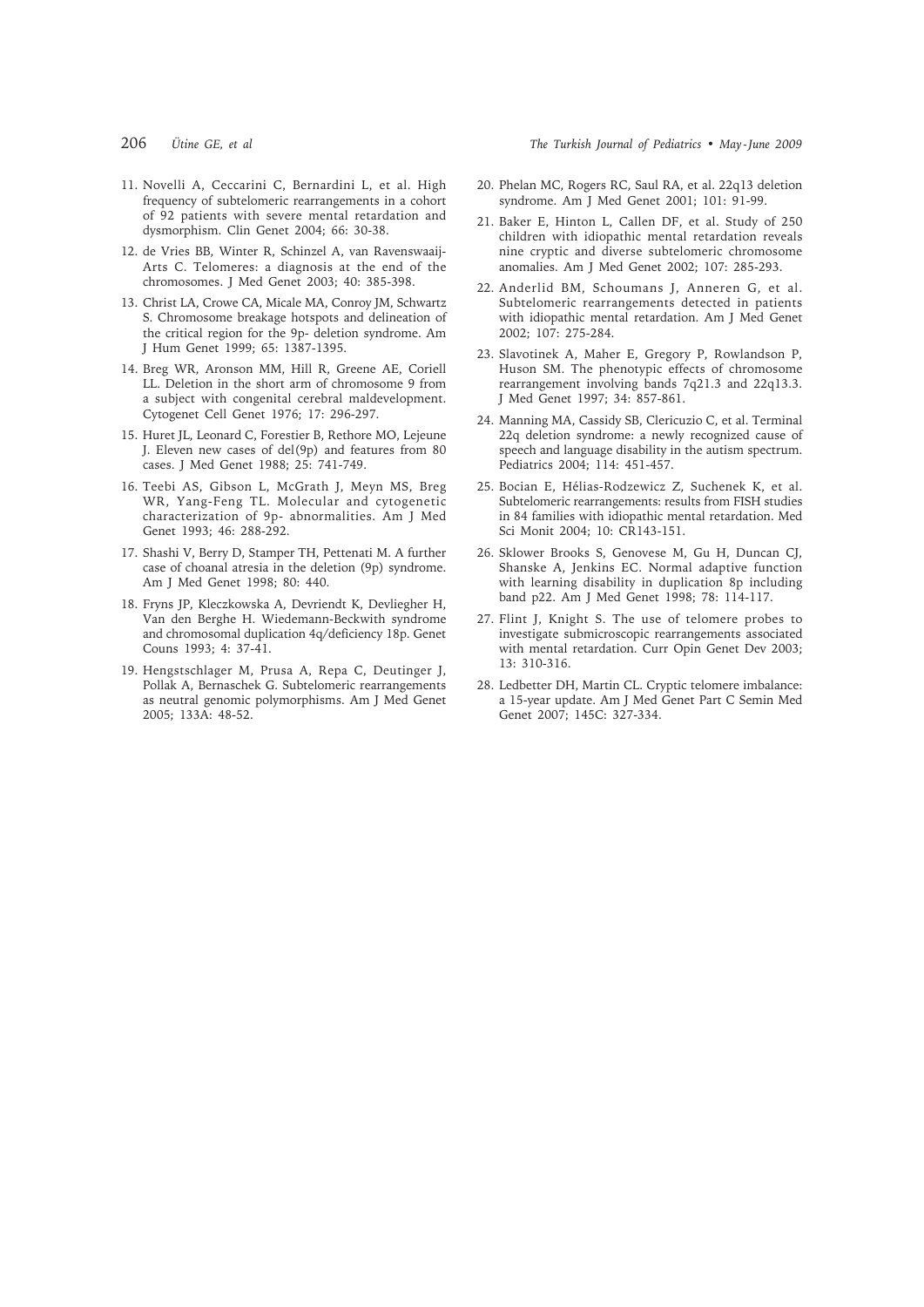11. Novelli A, Ceccarini C, Bernardini L, et al. High frequency of subtelomeric rearrangements in a cohort of 92 patients with severe mental retardation and dysmorphism. Clin Genet 2004; 66: 30-38.
12. de Vries BB, Winter R, Schinzel A, van Ravenswaaij-Arts C. Telomeres: a diagnosis at the end of the chromosomes. J Med Genet 2003; 40: 385-398.
13. Christ LA, Crowe CA, Micale MA, Conroy JM, Schwartz S. Chromosome breakage hotspots and delineation of the critical region for the 9p- deletion syndrome. Am J Hum Genet 1999; 65: 1387-1395.
14. Breg WR, Aronson MM, Hill R, Greene AE, Coriell LL. Deletion in the short arm of chromosome 9 from a subject with congenital cerebral maldevelopment. Cytogenet Cell Genet 1976; 17: 296-297.
15. Huret JL, Leonard C, Forestier B, Rethore MO, Lejeune J. Eleven new cases of del(9p) and features from 80 cases. J Med Genet 1988; 25: 741-749.
16. Teebi AS, Gibson L, McGrath J, Meyn MS, Breg WR, Yang-Feng TL. Molecular and cytogenetic characterization of 9p- abnormalities. Am J Med Genet 1993; 46: 288-292.
17. Shashi V, Berry D, Stamper TH, Pettenati M. A further case of choanal atresia in the deletion (9p) syndrome. Am J Med Genet 1998; 80: 440.
18. Fryns JP, Kleczkowska A, Devriendt K, Devliegher H, Van den Berghe H. Wiedemann-Beckwith syndrome and chromosomal duplication 4q/deficiency 18p. Genet Couns 1993; 4: 37-41.
19. Hengstschlager M, Prusa A, Repa C, Deutinger J, Pollak A, Bernaschek G. Subtelomeric rearrangements as neutral genomic polymorphisms. Am J Med Genet 2005; 133A: 48-52.
20. Phelan MC, Rogers RC, Saul RA, et al. 22q13 deletion syndrome. Am J Med Genet 2001; 101: 91-99.
21. Baker E, Hinton L, Callen DF, et al. Study of 250 children with idiopathic mental retardation reveals nine cryptic and diverse subtelomeric chromosome anomalies. Am J Med Genet 2002; 107: 285-293.
22. Anderlid BM, Schoumans J, Anneren G, et al. Subtelomeric rearrangements detected in patients with idiopathic mental retardation. Am J Med Genet 2002; 107: 275-284.
23. Slavotinek A, Maher E, Gregory P, Rowlandson P, Huson SM. The phenotypic effects of chromosome rearrangement involving bands 7q21.3 and 22q13.3. J Med Genet 1997; 34: 857-861.
24. Manning MA, Cassidy SB, Clericuzio C, et al. Terminal 22q deletion syndrome: a newly recognized cause of speech and language disability in the autism spectrum. Pediatrics 2004; 114: 451-457.
25. Bocian E, Hélias-Rodzewicz Z, Suchenek K, et al. Subtelomeric rearrangements: results from FISH studies in 84 families with idiopathic mental retardation. Med Sci Monit 2004; 10: CR143-151.
26. Sklower Brooks S, Genovese M, Gu H, Duncan CJ, Shanske A, Jenkins EC. Normal adaptive function with learning disability in duplication 8p including band p22. Am J Med Genet 1998; 78: 114-117.
27. Flint J, Knight S. The use of telomere probes to investigate submicroscopic rearrangements associated with mental retardation. Curr Opin Genet Dev 2003; 13: 310-316.
28. Ledbetter DH, Martin CL. Cryptic telomere imbalance: a 15-year update. Am J Med Genet Part C Semin Med Genet 2007; 145C: 327-334.